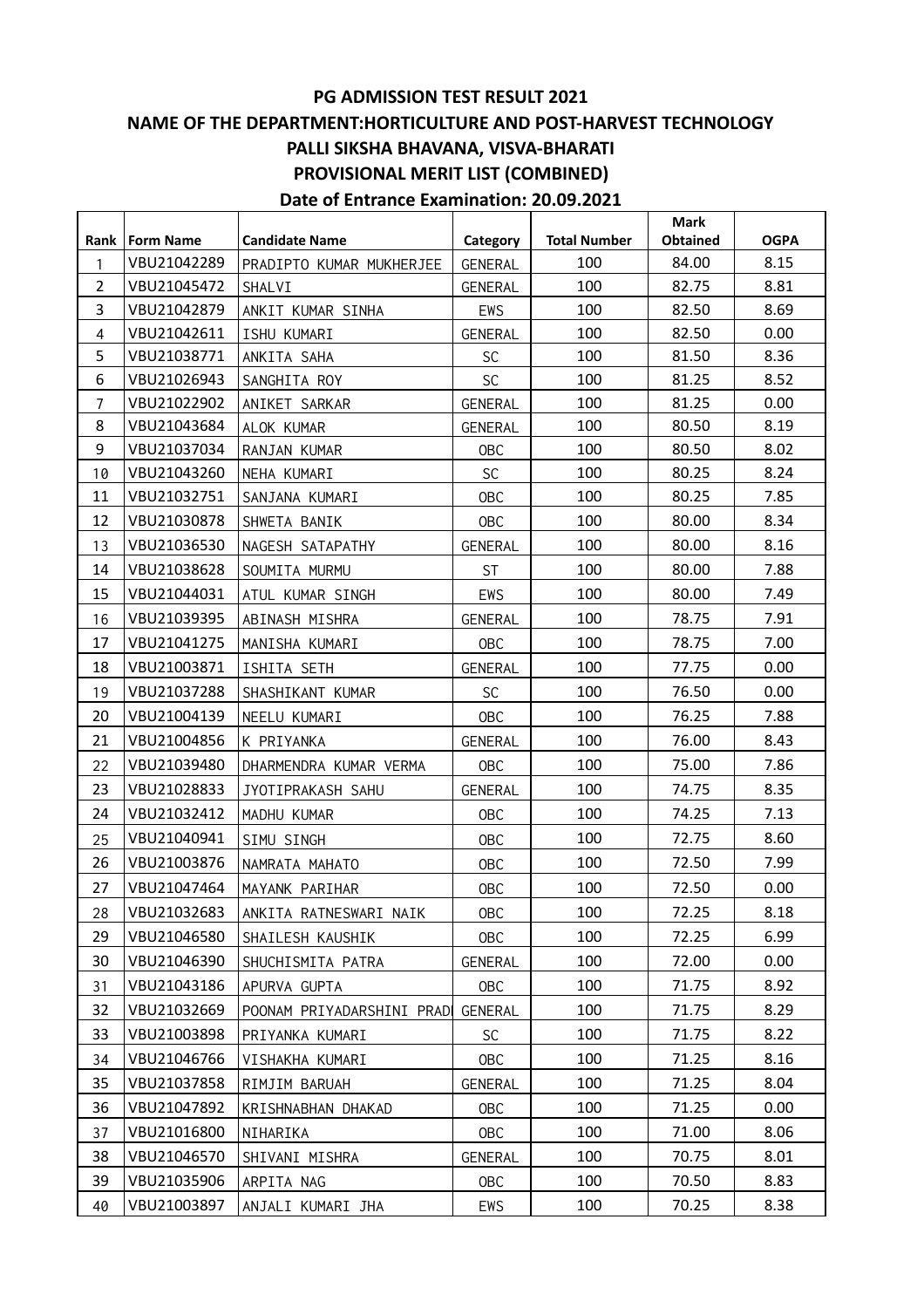# PG ADMISSION TEST RESULT 2021

## NAME OF THE DEPARTMENT:HORTICULTURE AND POST-HARVEST TECHNOLOGY

## PALLI SIKSHA BHAVANA, VISVA-BHARATI

## PROVISIONAL MERIT LIST (COMBINED)

## Date of Entrance Examination: 20.09.2021

| Rank | Form Name | Candidate Name | Category | Total Number | Mark Obtained | OGPA |
|---|---|---|---|---|---|---|
| 1 | VBU21042289 | PRADIPTO KUMAR MUKHERJEE | GENERAL | 100 | 84.00 | 8.15 |
| 2 | VBU21045472 | SHALVI | GENERAL | 100 | 82.75 | 8.81 |
| 3 | VBU21042879 | ANKIT KUMAR SINHA | EWS | 100 | 82.50 | 8.69 |
| 4 | VBU21042611 | ISHU KUMARI | GENERAL | 100 | 82.50 | 0.00 |
| 5 | VBU21038771 | ANKITA SAHA | SC | 100 | 81.50 | 8.36 |
| 6 | VBU21026943 | SANGHITA ROY | SC | 100 | 81.25 | 8.52 |
| 7 | VBU21022902 | ANIKET SARKAR | GENERAL | 100 | 81.25 | 0.00 |
| 8 | VBU21043684 | ALOK KUMAR | GENERAL | 100 | 80.50 | 8.19 |
| 9 | VBU21037034 | RANJAN KUMAR | OBC | 100 | 80.50 | 8.02 |
| 10 | VBU21043260 | NEHA KUMARI | SC | 100 | 80.25 | 8.24 |
| 11 | VBU21032751 | SANJANA KUMARI | OBC | 100 | 80.25 | 7.85 |
| 12 | VBU21030878 | SHWETA BANIK | OBC | 100 | 80.00 | 8.34 |
| 13 | VBU21036530 | NAGESH SATAPATHY | GENERAL | 100 | 80.00 | 8.16 |
| 14 | VBU21038628 | SOUMITA MURMU | ST | 100 | 80.00 | 7.88 |
| 15 | VBU21044031 | ATUL KUMAR SINGH | EWS | 100 | 80.00 | 7.49 |
| 16 | VBU21039395 | ABINASH MISHRA | GENERAL | 100 | 78.75 | 7.91 |
| 17 | VBU21041275 | MANISHA KUMARI | OBC | 100 | 78.75 | 7.00 |
| 18 | VBU21003871 | ISHITA SETH | GENERAL | 100 | 77.75 | 0.00 |
| 19 | VBU21037288 | SHASHIKANT KUMAR | SC | 100 | 76.50 | 0.00 |
| 20 | VBU21004139 | NEELU KUMARI | OBC | 100 | 76.25 | 7.88 |
| 21 | VBU21004856 | K PRIYANKA | GENERAL | 100 | 76.00 | 8.43 |
| 22 | VBU21039480 | DHARMENDRA KUMAR VERMA | OBC | 100 | 75.00 | 7.86 |
| 23 | VBU21028833 | JYOTIPRAKASH SAHU | GENERAL | 100 | 74.75 | 8.35 |
| 24 | VBU21032412 | MADHU KUMAR | OBC | 100 | 74.25 | 7.13 |
| 25 | VBU21040941 | SIMU SINGH | OBC | 100 | 72.75 | 8.60 |
| 26 | VBU21003876 | NAMRATA MAHATO | OBC | 100 | 72.50 | 7.99 |
| 27 | VBU21047464 | MAYANK PARIHAR | OBC | 100 | 72.50 | 0.00 |
| 28 | VBU21032683 | ANKITA RATNESWARI NAIK | OBC | 100 | 72.25 | 8.18 |
| 29 | VBU21046580 | SHAILESH KAUSHIK | OBC | 100 | 72.25 | 6.99 |
| 30 | VBU21046390 | SHUCHISMITA PATRA | GENERAL | 100 | 72.00 | 0.00 |
| 31 | VBU21043186 | APURVA GUPTA | OBC | 100 | 71.75 | 8.92 |
| 32 | VBU21032669 | POONAM PRIYADARSHINI PRADI | GENERAL | 100 | 71.75 | 8.29 |
| 33 | VBU21003898 | PRIYANKA KUMARI | SC | 100 | 71.75 | 8.22 |
| 34 | VBU21046766 | VISHAKHA KUMARI | OBC | 100 | 71.25 | 8.16 |
| 35 | VBU21037858 | RIMJIM BARUAH | GENERAL | 100 | 71.25 | 8.04 |
| 36 | VBU21047892 | KRISHNABHAN DHAKAD | OBC | 100 | 71.25 | 0.00 |
| 37 | VBU21016800 | NIHARIKA | OBC | 100 | 71.00 | 8.06 |
| 38 | VBU21046570 | SHIVANI MISHRA | GENERAL | 100 | 70.75 | 8.01 |
| 39 | VBU21035906 | ARPITA NAG | OBC | 100 | 70.50 | 8.83 |
| 40 | VBU21003897 | ANJALI KUMARI JHA | EWS | 100 | 70.25 | 8.38 |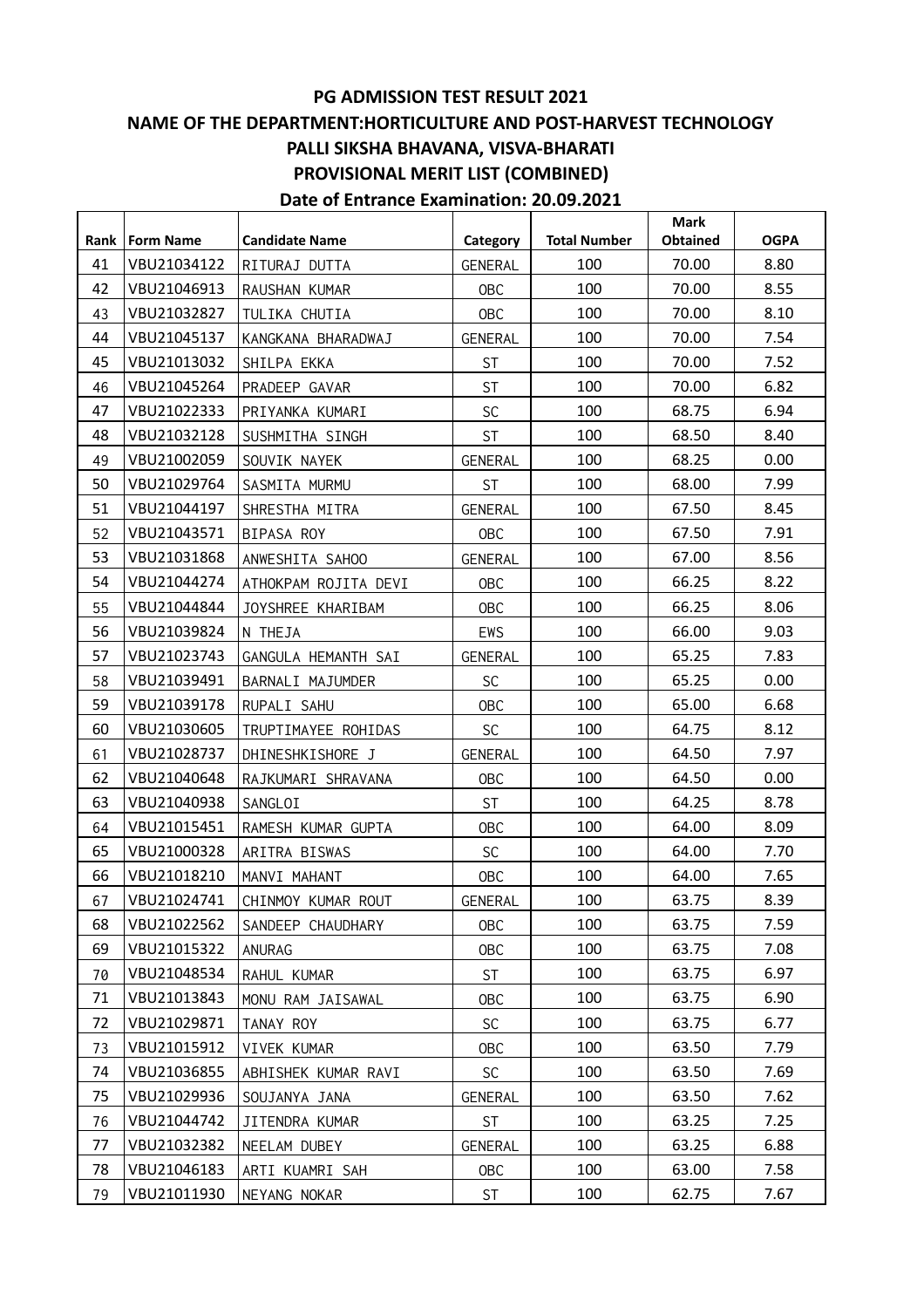# PG ADMISSION TEST RESULT 2021

## NAME OF THE DEPARTMENT:HORTICULTURE AND POST-HARVEST TECHNOLOGY

## PALLI SIKSHA BHAVANA, VISVA-BHARATI

## PROVISIONAL MERIT LIST (COMBINED)

## Date of Entrance Examination: 20.09.2021

| Rank | Form Name | Candidate Name | Category | Total Number | Mark Obtained | OGPA |
|---|---|---|---|---|---|---|
| 41 | VBU21034122 | RITURAJ DUTTA | GENERAL | 100 | 70.00 | 8.80 |
| 42 | VBU21046913 | RAUSHAN KUMAR | OBC | 100 | 70.00 | 8.55 |
| 43 | VBU21032827 | TULIKA CHUTIA | OBC | 100 | 70.00 | 8.10 |
| 44 | VBU21045137 | KANGKANA BHARADWAJ | GENERAL | 100 | 70.00 | 7.54 |
| 45 | VBU21013032 | SHILPA EKKA | ST | 100 | 70.00 | 7.52 |
| 46 | VBU21045264 | PRADEEP GAVAR | ST | 100 | 70.00 | 6.82 |
| 47 | VBU21022333 | PRIYANKA KUMARI | SC | 100 | 68.75 | 6.94 |
| 48 | VBU21032128 | SUSHMITHA SINGH | ST | 100 | 68.50 | 8.40 |
| 49 | VBU21002059 | SOUVIK NAYEK | GENERAL | 100 | 68.25 | 0.00 |
| 50 | VBU21029764 | SASMITA MURMU | ST | 100 | 68.00 | 7.99 |
| 51 | VBU21044197 | SHRESTHA MITRA | GENERAL | 100 | 67.50 | 8.45 |
| 52 | VBU21043571 | BIPASA ROY | OBC | 100 | 67.50 | 7.91 |
| 53 | VBU21031868 | ANWESHITA SAHOO | GENERAL | 100 | 67.00 | 8.56 |
| 54 | VBU21044274 | ATHOKPAM ROJITA DEVI | OBC | 100 | 66.25 | 8.22 |
| 55 | VBU21044844 | JOYSHREE KHARIBAM | OBC | 100 | 66.25 | 8.06 |
| 56 | VBU21039824 | N THEJA | EWS | 100 | 66.00 | 9.03 |
| 57 | VBU21023743 | GANGULA HEMANTH SAI | GENERAL | 100 | 65.25 | 7.83 |
| 58 | VBU21039491 | BARNALI MAJUMDER | SC | 100 | 65.25 | 0.00 |
| 59 | VBU21039178 | RUPALI SAHU | OBC | 100 | 65.00 | 6.68 |
| 60 | VBU21030605 | TRUPTIMAYEE ROHIDAS | SC | 100 | 64.75 | 8.12 |
| 61 | VBU21028737 | DHINESHKISHORE J | GENERAL | 100 | 64.50 | 7.97 |
| 62 | VBU21040648 | RAJKUMARI SHRAVANA | OBC | 100 | 64.50 | 0.00 |
| 63 | VBU21040938 | SANGLOI | ST | 100 | 64.25 | 8.78 |
| 64 | VBU21015451 | RAMESH KUMAR GUPTA | OBC | 100 | 64.00 | 8.09 |
| 65 | VBU21000328 | ARITRA BISWAS | SC | 100 | 64.00 | 7.70 |
| 66 | VBU21018210 | MANVI MAHANT | OBC | 100 | 64.00 | 7.65 |
| 67 | VBU21024741 | CHINMOY KUMAR ROUT | GENERAL | 100 | 63.75 | 8.39 |
| 68 | VBU21022562 | SANDEEP CHAUDHARY | OBC | 100 | 63.75 | 7.59 |
| 69 | VBU21015322 | ANURAG | OBC | 100 | 63.75 | 7.08 |
| 70 | VBU21048534 | RAHUL KUMAR | ST | 100 | 63.75 | 6.97 |
| 71 | VBU21013843 | MONU RAM JAISAWAL | OBC | 100 | 63.75 | 6.90 |
| 72 | VBU21029871 | TANAY ROY | SC | 100 | 63.75 | 6.77 |
| 73 | VBU21015912 | VIVEK KUMAR | OBC | 100 | 63.50 | 7.79 |
| 74 | VBU21036855 | ABHISHEK KUMAR RAVI | SC | 100 | 63.50 | 7.69 |
| 75 | VBU21029936 | SOUJANYA JANA | GENERAL | 100 | 63.50 | 7.62 |
| 76 | VBU21044742 | JITENDRA KUMAR | ST | 100 | 63.25 | 7.25 |
| 77 | VBU21032382 | NEELAM DUBEY | GENERAL | 100 | 63.25 | 6.88 |
| 78 | VBU21046183 | ARTI KUAMRI SAH | OBC | 100 | 63.00 | 7.58 |
| 79 | VBU21011930 | NEYANG NOKAR | ST | 100 | 62.75 | 7.67 |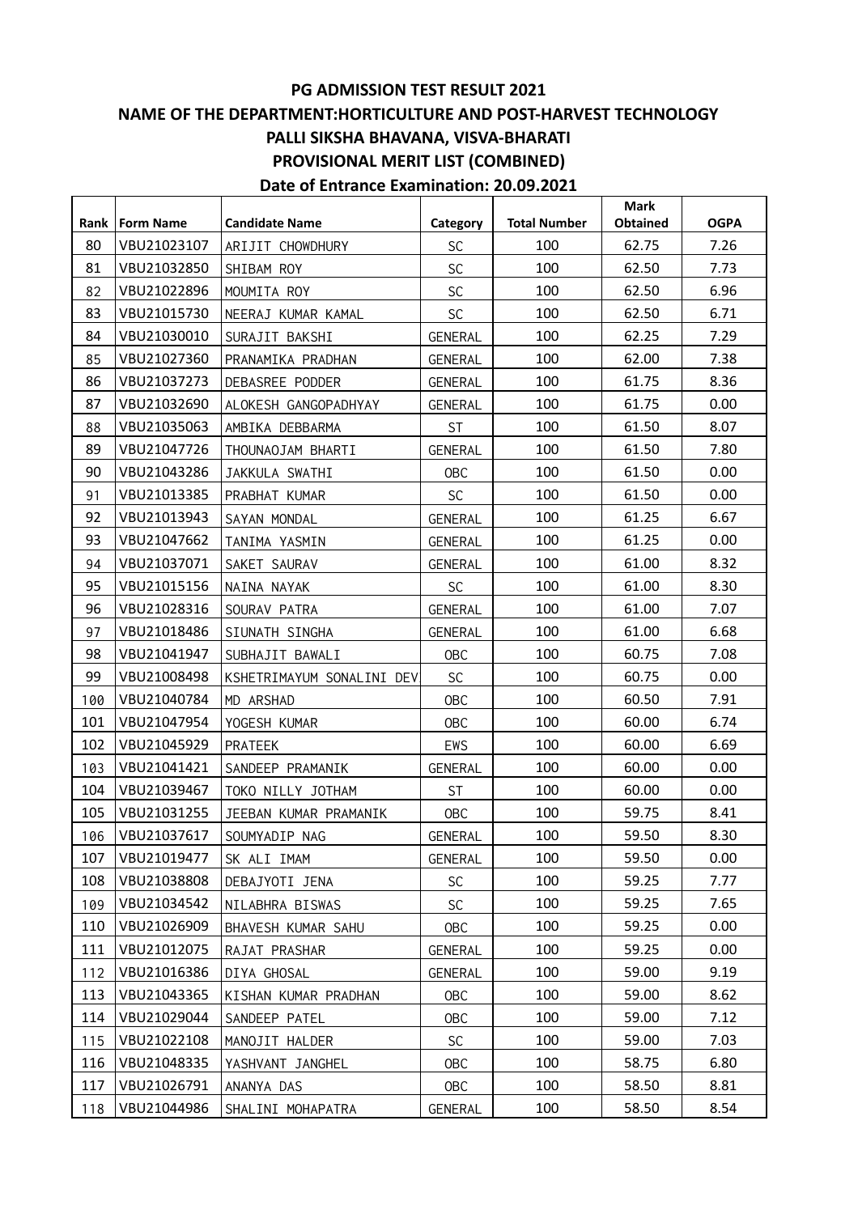# PG ADMISSION TEST RESULT 2021

## NAME OF THE DEPARTMENT:HORTICULTURE AND POST-HARVEST TECHNOLOGY

## PALLI SIKSHA BHAVANA, VISVA-BHARATI

## PROVISIONAL MERIT LIST (COMBINED)

## Date of Entrance Examination: 20.09.2021

| Rank | Form Name | Candidate Name | Category | Total Number | Mark Obtained | OGPA |
|---|---|---|---|---|---|---|
| 80 | VBU21023107 | ARIJIT CHOWDHURY | SC | 100 | 62.75 | 7.26 |
| 81 | VBU21032850 | SHIBAM ROY | SC | 100 | 62.50 | 7.73 |
| 82 | VBU21022896 | MOUMITA ROY | SC | 100 | 62.50 | 6.96 |
| 83 | VBU21015730 | NEERAJ KUMAR KAMAL | SC | 100 | 62.50 | 6.71 |
| 84 | VBU21030010 | SURAJIT BAKSHI | GENERAL | 100 | 62.25 | 7.29 |
| 85 | VBU21027360 | PRANAMIKA PRADHAN | GENERAL | 100 | 62.00 | 7.38 |
| 86 | VBU21037273 | DEBASREE PODDER | GENERAL | 100 | 61.75 | 8.36 |
| 87 | VBU21032690 | ALOKESH GANGOPADHYAY | GENERAL | 100 | 61.75 | 0.00 |
| 88 | VBU21035063 | AMBIKA DEBBARMA | ST | 100 | 61.50 | 8.07 |
| 89 | VBU21047726 | THOUNAOJAM BHARTI | GENERAL | 100 | 61.50 | 7.80 |
| 90 | VBU21043286 | JAKKULA SWATHI | OBC | 100 | 61.50 | 0.00 |
| 91 | VBU21013385 | PRABHAT KUMAR | SC | 100 | 61.50 | 0.00 |
| 92 | VBU21013943 | SAYAN MONDAL | GENERAL | 100 | 61.25 | 6.67 |
| 93 | VBU21047662 | TANIMA YASMIN | GENERAL | 100 | 61.25 | 0.00 |
| 94 | VBU21037071 | SAKET SAURAV | GENERAL | 100 | 61.00 | 8.32 |
| 95 | VBU21015156 | NAINA NAYAK | SC | 100 | 61.00 | 8.30 |
| 96 | VBU21028316 | SOURAV PATRA | GENERAL | 100 | 61.00 | 7.07 |
| 97 | VBU21018486 | SIUNATH SINGHA | GENERAL | 100 | 61.00 | 6.68 |
| 98 | VBU21041947 | SUBHAJIT BAWALI | OBC | 100 | 60.75 | 7.08 |
| 99 | VBU21008498 | KSHETRIMAYUM SONALINI DEV | SC | 100 | 60.75 | 0.00 |
| 100 | VBU21040784 | MD ARSHAD | OBC | 100 | 60.50 | 7.91 |
| 101 | VBU21047954 | YOGESH KUMAR | OBC | 100 | 60.00 | 6.74 |
| 102 | VBU21045929 | PRATEEK | EWS | 100 | 60.00 | 6.69 |
| 103 | VBU21041421 | SANDEEP PRAMANIK | GENERAL | 100 | 60.00 | 0.00 |
| 104 | VBU21039467 | TOKO NILLY JOTHAM | ST | 100 | 60.00 | 0.00 |
| 105 | VBU21031255 | JEEBAN KUMAR PRAMANIK | OBC | 100 | 59.75 | 8.41 |
| 106 | VBU21037617 | SOUMYADIP NAG | GENERAL | 100 | 59.50 | 8.30 |
| 107 | VBU21019477 | SK ALI IMAM | GENERAL | 100 | 59.50 | 0.00 |
| 108 | VBU21038808 | DEBAJYOTI JENA | SC | 100 | 59.25 | 7.77 |
| 109 | VBU21034542 | NILABHRA BISWAS | SC | 100 | 59.25 | 7.65 |
| 110 | VBU21026909 | BHAVESH KUMAR SAHU | OBC | 100 | 59.25 | 0.00 |
| 111 | VBU21012075 | RAJAT PRASHAR | GENERAL | 100 | 59.25 | 0.00 |
| 112 | VBU21016386 | DIYA GHOSAL | GENERAL | 100 | 59.00 | 9.19 |
| 113 | VBU21043365 | KISHAN KUMAR PRADHAN | OBC | 100 | 59.00 | 8.62 |
| 114 | VBU21029044 | SANDEEP PATEL | OBC | 100 | 59.00 | 7.12 |
| 115 | VBU21022108 | MANOJIT HALDER | SC | 100 | 59.00 | 7.03 |
| 116 | VBU21048335 | YASHVANT JANGHEL | OBC | 100 | 58.75 | 6.80 |
| 117 | VBU21026791 | ANANYA DAS | OBC | 100 | 58.50 | 8.81 |
| 118 | VBU21044986 | SHALINI MOHAPATRA | GENERAL | 100 | 58.50 | 8.54 |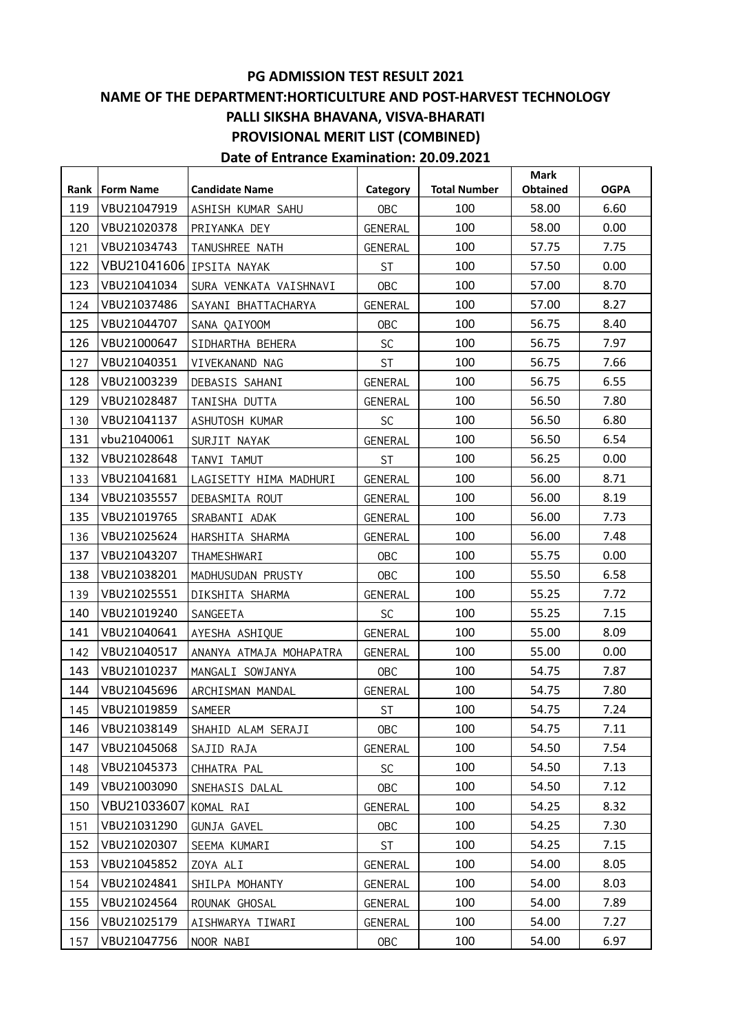# PG ADMISSION TEST RESULT 2021

## NAME OF THE DEPARTMENT:HORTICULTURE AND POST-HARVEST TECHNOLOGY

## PALLI SIKSHA BHAVANA, VISVA-BHARATI

## PROVISIONAL MERIT LIST (COMBINED)

## Date of Entrance Examination: 20.09.2021

| Rank | Form Name | Candidate Name | Category | Total Number | Mark Obtained | OGPA |
|---|---|---|---|---|---|---|
| 119 | VBU21047919 | ASHISH KUMAR SAHU | OBC | 100 | 58.00 | 6.60 |
| 120 | VBU21020378 | PRIYANKA DEY | GENERAL | 100 | 58.00 | 0.00 |
| 121 | VBU21034743 | TANUSHREE NATH | GENERAL | 100 | 57.75 | 7.75 |
| 122 | VBU21041606 | IPSITA NAYAK | ST | 100 | 57.50 | 0.00 |
| 123 | VBU21041034 | SURA VENKATA VAISHNAVI | OBC | 100 | 57.00 | 8.70 |
| 124 | VBU21037486 | SAYANI BHATTACHARYA | GENERAL | 100 | 57.00 | 8.27 |
| 125 | VBU21044707 | SANA QAIYOOM | OBC | 100 | 56.75 | 8.40 |
| 126 | VBU21000647 | SIDHARTHA BEHERA | SC | 100 | 56.75 | 7.97 |
| 127 | VBU21040351 | VIVEKANAND NAG | ST | 100 | 56.75 | 7.66 |
| 128 | VBU21003239 | DEBASIS SAHANI | GENERAL | 100 | 56.75 | 6.55 |
| 129 | VBU21028487 | TANISHA DUTTA | GENERAL | 100 | 56.50 | 7.80 |
| 130 | VBU21041137 | ASHUTOSH KUMAR | SC | 100 | 56.50 | 6.80 |
| 131 | vbu21040061 | SURJIT NAYAK | GENERAL | 100 | 56.50 | 6.54 |
| 132 | VBU21028648 | TANVI TAMUT | ST | 100 | 56.25 | 0.00 |
| 133 | VBU21041681 | LAGISETTY HIMA MADHURI | GENERAL | 100 | 56.00 | 8.71 |
| 134 | VBU21035557 | DEBASMITA ROUT | GENERAL | 100 | 56.00 | 8.19 |
| 135 | VBU21019765 | SRABANTI ADAK | GENERAL | 100 | 56.00 | 7.73 |
| 136 | VBU21025624 | HARSHITA SHARMA | GENERAL | 100 | 56.00 | 7.48 |
| 137 | VBU21043207 | THAMESHWARI | OBC | 100 | 55.75 | 0.00 |
| 138 | VBU21038201 | MADHUSUDAN PRUSTY | OBC | 100 | 55.50 | 6.58 |
| 139 | VBU21025551 | DIKSHITA SHARMA | GENERAL | 100 | 55.25 | 7.72 |
| 140 | VBU21019240 | SANGEETA | SC | 100 | 55.25 | 7.15 |
| 141 | VBU21040641 | AYESHA ASHIQUE | GENERAL | 100 | 55.00 | 8.09 |
| 142 | VBU21040517 | ANANYA ATMAJA MOHAPATRA | GENERAL | 100 | 55.00 | 0.00 |
| 143 | VBU21010237 | MANGALI SOWJANYA | OBC | 100 | 54.75 | 7.87 |
| 144 | VBU21045696 | ARCHISMAN MANDAL | GENERAL | 100 | 54.75 | 7.80 |
| 145 | VBU21019859 | SAMEER | ST | 100 | 54.75 | 7.24 |
| 146 | VBU21038149 | SHAHID ALAM SERAJI | OBC | 100 | 54.75 | 7.11 |
| 147 | VBU21045068 | SAJID RAJA | GENERAL | 100 | 54.50 | 7.54 |
| 148 | VBU21045373 | CHHATRA PAL | SC | 100 | 54.50 | 7.13 |
| 149 | VBU21003090 | SNEHASIS DALAL | OBC | 100 | 54.50 | 7.12 |
| 150 | VBU21033607 | KOMAL RAI | GENERAL | 100 | 54.25 | 8.32 |
| 151 | VBU21031290 | GUNJA GAVEL | OBC | 100 | 54.25 | 7.30 |
| 152 | VBU21020307 | SEEMA KUMARI | ST | 100 | 54.25 | 7.15 |
| 153 | VBU21045852 | ZOYA ALI | GENERAL | 100 | 54.00 | 8.05 |
| 154 | VBU21024841 | SHILPA MOHANTY | GENERAL | 100 | 54.00 | 8.03 |
| 155 | VBU21024564 | ROUNAK GHOSAL | GENERAL | 100 | 54.00 | 7.89 |
| 156 | VBU21025179 | AISHWARYA TIWARI | GENERAL | 100 | 54.00 | 7.27 |
| 157 | VBU21047756 | NOOR NABI | OBC | 100 | 54.00 | 6.97 |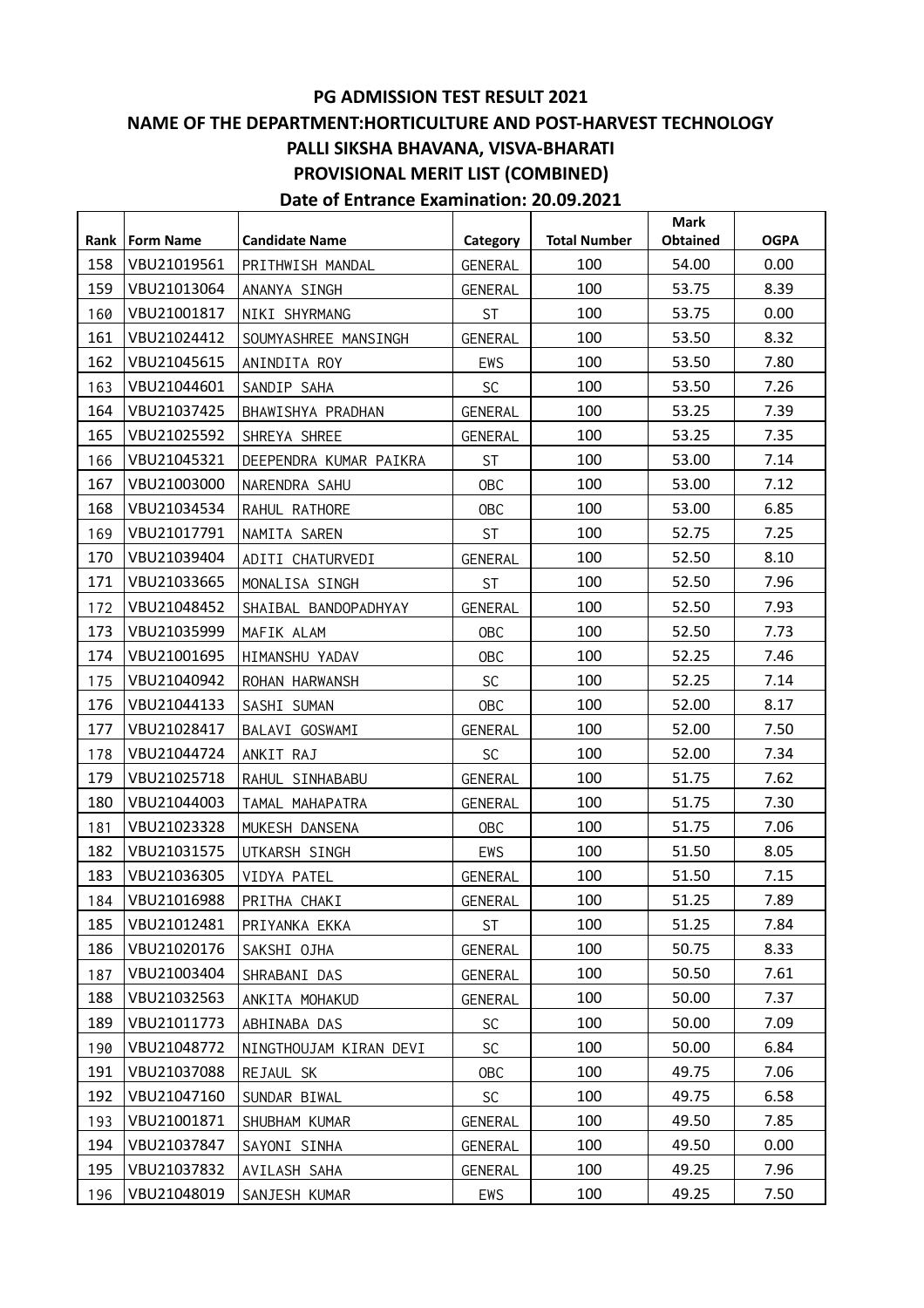# PG ADMISSION TEST RESULT 2021

## NAME OF THE DEPARTMENT:HORTICULTURE AND POST-HARVEST TECHNOLOGY

## PALLI SIKSHA BHAVANA, VISVA-BHARATI

## PROVISIONAL MERIT LIST (COMBINED)

## Date of Entrance Examination: 20.09.2021

| Rank | Form Name | Candidate Name | Category | Total Number | Mark Obtained | OGPA |
|---|---|---|---|---|---|---|
| 158 | VBU21019561 | PRITHWISH MANDAL | GENERAL | 100 | 54.00 | 0.00 |
| 159 | VBU21013064 | ANANYA SINGH | GENERAL | 100 | 53.75 | 8.39 |
| 160 | VBU21001817 | NIKI SHYRMANG | ST | 100 | 53.75 | 0.00 |
| 161 | VBU21024412 | SOUMYASHREE MANSINGH | GENERAL | 100 | 53.50 | 8.32 |
| 162 | VBU21045615 | ANINDITA ROY | EWS | 100 | 53.50 | 7.80 |
| 163 | VBU21044601 | SANDIP SAHA | SC | 100 | 53.50 | 7.26 |
| 164 | VBU21037425 | BHAWISHYA PRADHAN | GENERAL | 100 | 53.25 | 7.39 |
| 165 | VBU21025592 | SHREYA SHREE | GENERAL | 100 | 53.25 | 7.35 |
| 166 | VBU21045321 | DEEPENDRA KUMAR PAIKRA | ST | 100 | 53.00 | 7.14 |
| 167 | VBU21003000 | NARENDRA SAHU | OBC | 100 | 53.00 | 7.12 |
| 168 | VBU21034534 | RAHUL RATHORE | OBC | 100 | 53.00 | 6.85 |
| 169 | VBU21017791 | NAMITA SAREN | ST | 100 | 52.75 | 7.25 |
| 170 | VBU21039404 | ADITI CHATURVEDI | GENERAL | 100 | 52.50 | 8.10 |
| 171 | VBU21033665 | MONALISA SINGH | ST | 100 | 52.50 | 7.96 |
| 172 | VBU21048452 | SHAIBAL BANDOPADHYAY | GENERAL | 100 | 52.50 | 7.93 |
| 173 | VBU21035999 | MAFIK ALAM | OBC | 100 | 52.50 | 7.73 |
| 174 | VBU21001695 | HIMANSHU YADAV | OBC | 100 | 52.25 | 7.46 |
| 175 | VBU21040942 | ROHAN HARWANSH | SC | 100 | 52.25 | 7.14 |
| 176 | VBU21044133 | SASHI SUMAN | OBC | 100 | 52.00 | 8.17 |
| 177 | VBU21028417 | BALAVI GOSWAMI | GENERAL | 100 | 52.00 | 7.50 |
| 178 | VBU21044724 | ANKIT RAJ | SC | 100 | 52.00 | 7.34 |
| 179 | VBU21025718 | RAHUL SINHABABU | GENERAL | 100 | 51.75 | 7.62 |
| 180 | VBU21044003 | TAMAL MAHAPATRA | GENERAL | 100 | 51.75 | 7.30 |
| 181 | VBU21023328 | MUKESH DANSENA | OBC | 100 | 51.75 | 7.06 |
| 182 | VBU21031575 | UTKARSH SINGH | EWS | 100 | 51.50 | 8.05 |
| 183 | VBU21036305 | VIDYA PATEL | GENERAL | 100 | 51.50 | 7.15 |
| 184 | VBU21016988 | PRITHA CHAKI | GENERAL | 100 | 51.25 | 7.89 |
| 185 | VBU21012481 | PRIYANKA EKKA | ST | 100 | 51.25 | 7.84 |
| 186 | VBU21020176 | SAKSHI OJHA | GENERAL | 100 | 50.75 | 8.33 |
| 187 | VBU21003404 | SHRABANI DAS | GENERAL | 100 | 50.50 | 7.61 |
| 188 | VBU21032563 | ANKITA MOHAKUD | GENERAL | 100 | 50.00 | 7.37 |
| 189 | VBU21011773 | ABHINABA DAS | SC | 100 | 50.00 | 7.09 |
| 190 | VBU21048772 | NINGTHOUJAM KIRAN DEVI | SC | 100 | 50.00 | 6.84 |
| 191 | VBU21037088 | REJAUL SK | OBC | 100 | 49.75 | 7.06 |
| 192 | VBU21047160 | SUNDAR BIWAL | SC | 100 | 49.75 | 6.58 |
| 193 | VBU21001871 | SHUBHAM KUMAR | GENERAL | 100 | 49.50 | 7.85 |
| 194 | VBU21037847 | SAYONI SINHA | GENERAL | 100 | 49.50 | 0.00 |
| 195 | VBU21037832 | AVILASH SAHA | GENERAL | 100 | 49.25 | 7.96 |
| 196 | VBU21048019 | SANJESH KUMAR | EWS | 100 | 49.25 | 7.50 |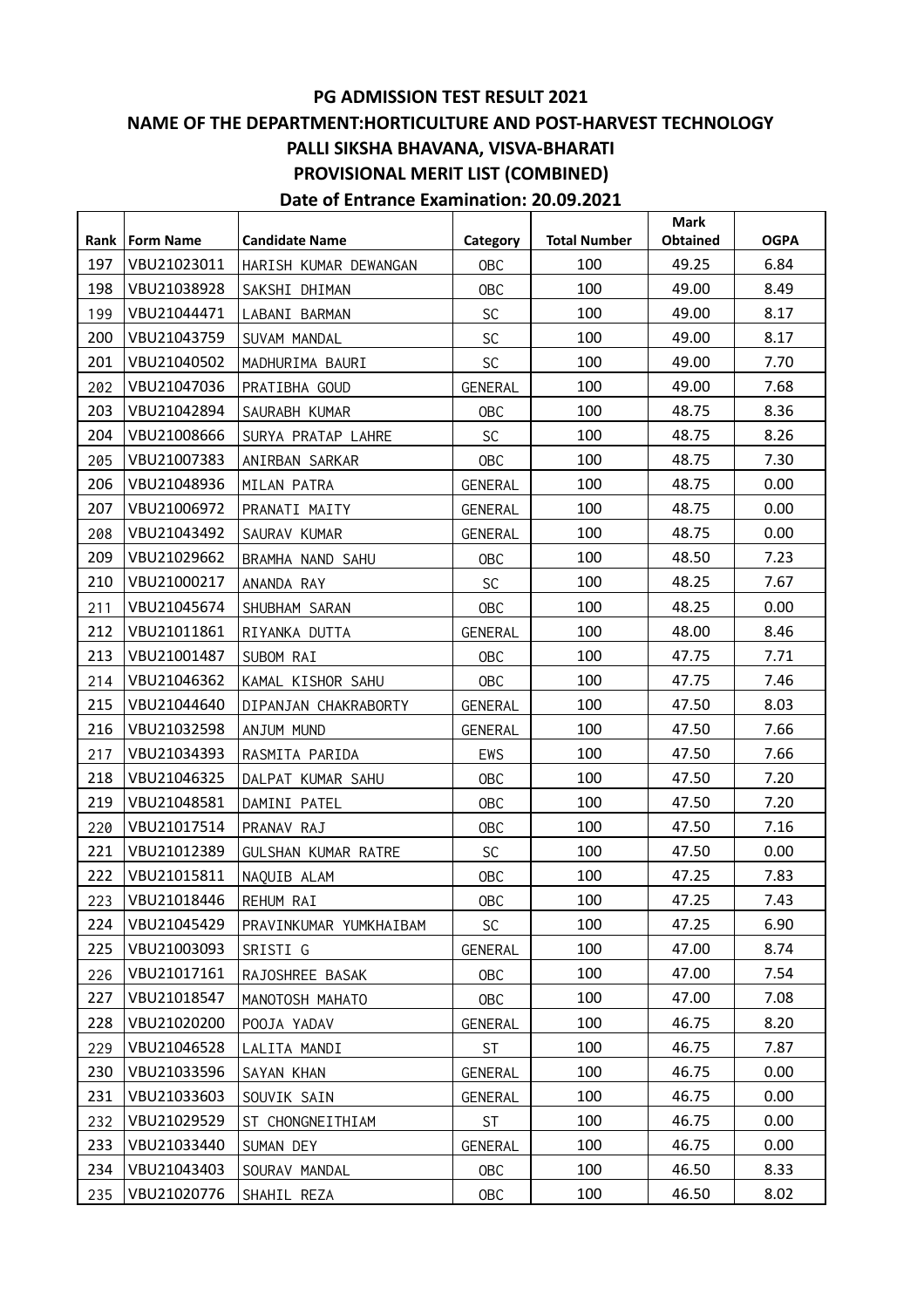# PG ADMISSION TEST RESULT 2021

## NAME OF THE DEPARTMENT:HORTICULTURE AND POST-HARVEST TECHNOLOGY

## PALLI SIKSHA BHAVANA, VISVA-BHARATI

## PROVISIONAL MERIT LIST (COMBINED)

## Date of Entrance Examination: 20.09.2021

| Rank | Form Name | Candidate Name | Category | Total Number | Mark Obtained | OGPA |
|---|---|---|---|---|---|---|
| 197 | VBU21023011 | HARISH KUMAR DEWANGAN | OBC | 100 | 49.25 | 6.84 |
| 198 | VBU21038928 | SAKSHI DHIMAN | OBC | 100 | 49.00 | 8.49 |
| 199 | VBU21044471 | LABANI BARMAN | SC | 100 | 49.00 | 8.17 |
| 200 | VBU21043759 | SUVAM MANDAL | SC | 100 | 49.00 | 8.17 |
| 201 | VBU21040502 | MADHURIMA BAURI | SC | 100 | 49.00 | 7.70 |
| 202 | VBU21047036 | PRATIBHA GOUD | GENERAL | 100 | 49.00 | 7.68 |
| 203 | VBU21042894 | SAURABH KUMAR | OBC | 100 | 48.75 | 8.36 |
| 204 | VBU21008666 | SURYA PRATAP LAHRE | SC | 100 | 48.75 | 8.26 |
| 205 | VBU21007383 | ANIRBAN SARKAR | OBC | 100 | 48.75 | 7.30 |
| 206 | VBU21048936 | MILAN PATRA | GENERAL | 100 | 48.75 | 0.00 |
| 207 | VBU21006972 | PRANATI MAITY | GENERAL | 100 | 48.75 | 0.00 |
| 208 | VBU21043492 | SAURAV KUMAR | GENERAL | 100 | 48.75 | 0.00 |
| 209 | VBU21029662 | BRAMHA NAND SAHU | OBC | 100 | 48.50 | 7.23 |
| 210 | VBU21000217 | ANANDA RAY | SC | 100 | 48.25 | 7.67 |
| 211 | VBU21045674 | SHUBHAM SARAN | OBC | 100 | 48.25 | 0.00 |
| 212 | VBU21011861 | RIYANKA DUTTA | GENERAL | 100 | 48.00 | 8.46 |
| 213 | VBU21001487 | SUBOM RAI | OBC | 100 | 47.75 | 7.71 |
| 214 | VBU21046362 | KAMAL KISHOR SAHU | OBC | 100 | 47.75 | 7.46 |
| 215 | VBU21044640 | DIPANJAN CHAKRABORTY | GENERAL | 100 | 47.50 | 8.03 |
| 216 | VBU21032598 | ANJUM MUND | GENERAL | 100 | 47.50 | 7.66 |
| 217 | VBU21034393 | RASMITA PARIDA | EWS | 100 | 47.50 | 7.66 |
| 218 | VBU21046325 | DALPAT KUMAR SAHU | OBC | 100 | 47.50 | 7.20 |
| 219 | VBU21048581 | DAMINI PATEL | OBC | 100 | 47.50 | 7.20 |
| 220 | VBU21017514 | PRANAV RAJ | OBC | 100 | 47.50 | 7.16 |
| 221 | VBU21012389 | GULSHAN KUMAR RATRE | SC | 100 | 47.50 | 0.00 |
| 222 | VBU21015811 | NAQUIB ALAM | OBC | 100 | 47.25 | 7.83 |
| 223 | VBU21018446 | REHUM RAI | OBC | 100 | 47.25 | 7.43 |
| 224 | VBU21045429 | PRAVINKUMAR YUMKHAIBAM | SC | 100 | 47.25 | 6.90 |
| 225 | VBU21003093 | SRISTI G | GENERAL | 100 | 47.00 | 8.74 |
| 226 | VBU21017161 | RAJOSHREE BASAK | OBC | 100 | 47.00 | 7.54 |
| 227 | VBU21018547 | MANOTOSH MAHATO | OBC | 100 | 47.00 | 7.08 |
| 228 | VBU21020200 | POOJA YADAV | GENERAL | 100 | 46.75 | 8.20 |
| 229 | VBU21046528 | LALITA MANDI | ST | 100 | 46.75 | 7.87 |
| 230 | VBU21033596 | SAYAN KHAN | GENERAL | 100 | 46.75 | 0.00 |
| 231 | VBU21033603 | SOUVIK SAIN | GENERAL | 100 | 46.75 | 0.00 |
| 232 | VBU21029529 | ST CHONGNEITHIAM | ST | 100 | 46.75 | 0.00 |
| 233 | VBU21033440 | SUMAN DEY | GENERAL | 100 | 46.75 | 0.00 |
| 234 | VBU21043403 | SOURAV MANDAL | OBC | 100 | 46.50 | 8.33 |
| 235 | VBU21020776 | SHAHIL REZA | OBC | 100 | 46.50 | 8.02 |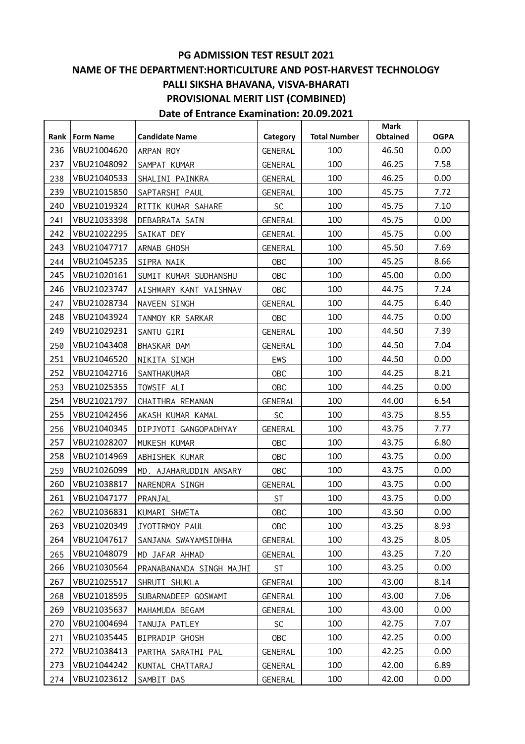# PG ADMISSION TEST RESULT 2021

## NAME OF THE DEPARTMENT:HORTICULTURE AND POST-HARVEST TECHNOLOGY

## PALLI SIKSHA BHAVANA, VISVA-BHARATI

## PROVISIONAL MERIT LIST (COMBINED)

## Date of Entrance Examination: 20.09.2021

| Rank | Form Name | Candidate Name | Category | Total Number | Mark Obtained | OGPA |
|---|---|---|---|---|---|---|
| 236 | VBU21004620 | ARPAN ROY | GENERAL | 100 | 46.50 | 0.00 |
| 237 | VBU21048092 | SAMPAT KUMAR | GENERAL | 100 | 46.25 | 7.58 |
| 238 | VBU21040533 | SHALINI PAINKRA | GENERAL | 100 | 46.25 | 0.00 |
| 239 | VBU21015850 | SAPTARSHI PAUL | GENERAL | 100 | 45.75 | 7.72 |
| 240 | VBU21019324 | RITIK KUMAR SAHARE | SC | 100 | 45.75 | 7.10 |
| 241 | VBU21033398 | DEBABRATA SAIN | GENERAL | 100 | 45.75 | 0.00 |
| 242 | VBU21022295 | SAIKAT DEY | GENERAL | 100 | 45.75 | 0.00 |
| 243 | VBU21047717 | ARNAB GHOSH | GENERAL | 100 | 45.50 | 7.69 |
| 244 | VBU21045235 | SIPRA NAIK | OBC | 100 | 45.25 | 8.66 |
| 245 | VBU21020161 | SUMIT KUMAR SUDHANSHU | OBC | 100 | 45.00 | 0.00 |
| 246 | VBU21023747 | AISHWARY KANT VAISHNAV | OBC | 100 | 44.75 | 7.24 |
| 247 | VBU21028734 | NAVEEN SINGH | GENERAL | 100 | 44.75 | 6.40 |
| 248 | VBU21043924 | TANMOY KR SARKAR | OBC | 100 | 44.75 | 0.00 |
| 249 | VBU21029231 | SANTU GIRI | GENERAL | 100 | 44.50 | 7.39 |
| 250 | VBU21043408 | BHASKAR DAM | GENERAL | 100 | 44.50 | 7.04 |
| 251 | VBU21046520 | NIKITA SINGH | EWS | 100 | 44.50 | 0.00 |
| 252 | VBU21042716 | SANTHAKUMAR | OBC | 100 | 44.25 | 8.21 |
| 253 | VBU21025355 | TOWSIF ALI | OBC | 100 | 44.25 | 0.00 |
| 254 | VBU21021797 | CHAITHRA REMANAN | GENERAL | 100 | 44.00 | 6.54 |
| 255 | VBU21042456 | AKASH KUMAR KAMAL | SC | 100 | 43.75 | 8.55 |
| 256 | VBU21040345 | DIPJYOTI GANGOPADHYAY | GENERAL | 100 | 43.75 | 7.77 |
| 257 | VBU21028207 | MUKESH KUMAR | OBC | 100 | 43.75 | 6.80 |
| 258 | VBU21014969 | ABHISHEK KUMAR | OBC | 100 | 43.75 | 0.00 |
| 259 | VBU21026099 | MD. AJAHARUDDIN ANSARY | OBC | 100 | 43.75 | 0.00 |
| 260 | VBU21038817 | NARENDRA SINGH | GENERAL | 100 | 43.75 | 0.00 |
| 261 | VBU21047177 | PRANJAL | ST | 100 | 43.75 | 0.00 |
| 262 | VBU21036831 | KUMARI SHWETA | OBC | 100 | 43.50 | 0.00 |
| 263 | VBU21020349 | JYOTIRMOY PAUL | OBC | 100 | 43.25 | 8.93 |
| 264 | VBU21047617 | SANJANA SWAYAMSIDHHA | GENERAL | 100 | 43.25 | 8.05 |
| 265 | VBU21048079 | MD JAFAR AHMAD | GENERAL | 100 | 43.25 | 7.20 |
| 266 | VBU21030564 | PRANABANANDA SINGH MAJHI | ST | 100 | 43.25 | 0.00 |
| 267 | VBU21025517 | SHRUTI SHUKLA | GENERAL | 100 | 43.00 | 8.14 |
| 268 | VBU21018595 | SUBARNADEEP GOSWAMI | GENERAL | 100 | 43.00 | 7.06 |
| 269 | VBU21035637 | MAHAMUDA BEGAM | GENERAL | 100 | 43.00 | 0.00 |
| 270 | VBU21004694 | TANUJA PATLEY | SC | 100 | 42.75 | 7.07 |
| 271 | VBU21035445 | BIPRADIP GHOSH | OBC | 100 | 42.25 | 0.00 |
| 272 | VBU21038413 | PARTHA SARATHI PAL | GENERAL | 100 | 42.25 | 0.00 |
| 273 | VBU21044242 | KUNTAL CHATTARAJ | GENERAL | 100 | 42.00 | 6.89 |
| 274 | VBU21023612 | SAMBIT DAS | GENERAL | 100 | 42.00 | 0.00 |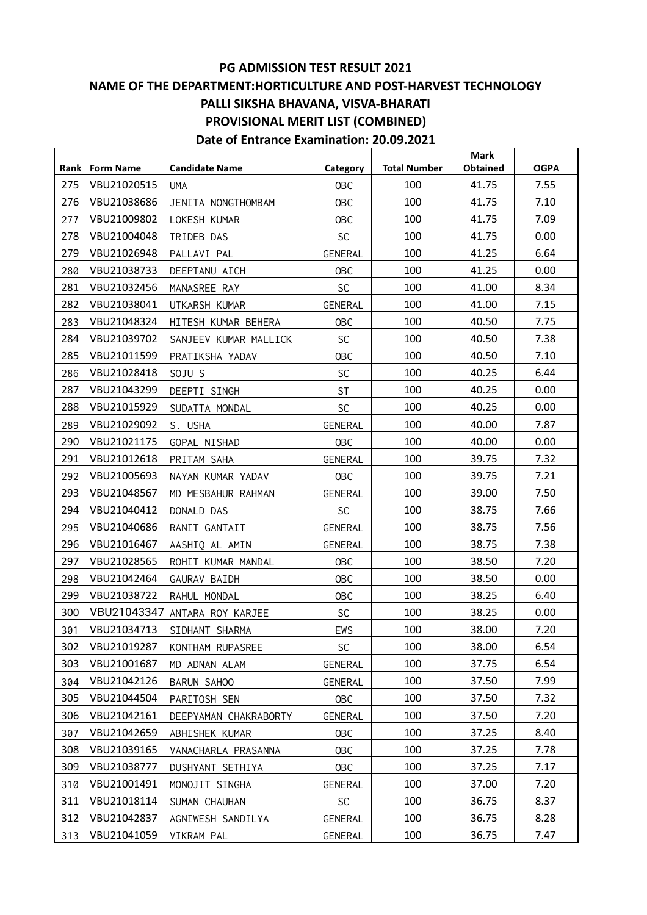## PG ADMISSION TEST RESULT 2021

## NAME OF THE DEPARTMENT:HORTICULTURE AND POST-HARVEST TECHNOLOGY

## PALLI SIKSHA BHAVANA, VISVA-BHARATI

## PROVISIONAL MERIT LIST (COMBINED)

## Date of Entrance Examination: 20.09.2021

| Rank | Form Name | Candidate Name | Category | Total Number | Mark Obtained | OGPA |
|---|---|---|---|---|---|---|
| 275 | VBU21020515 | UMA | OBC | 100 | 41.75 | 7.55 |
| 276 | VBU21038686 | JENITA NONGTHOMBAM | OBC | 100 | 41.75 | 7.10 |
| 277 | VBU21009802 | LOKESH KUMAR | OBC | 100 | 41.75 | 7.09 |
| 278 | VBU21004048 | TRIDEB DAS | SC | 100 | 41.75 | 0.00 |
| 279 | VBU21026948 | PALLAVI PAL | GENERAL | 100 | 41.25 | 6.64 |
| 280 | VBU21038733 | DEEPTANU AICH | OBC | 100 | 41.25 | 0.00 |
| 281 | VBU21032456 | MANASREE RAY | SC | 100 | 41.00 | 8.34 |
| 282 | VBU21038041 | UTKARSH KUMAR | GENERAL | 100 | 41.00 | 7.15 |
| 283 | VBU21048324 | HITESH KUMAR BEHERA | OBC | 100 | 40.50 | 7.75 |
| 284 | VBU21039702 | SANJEEV KUMAR MALLICK | SC | 100 | 40.50 | 7.38 |
| 285 | VBU21011599 | PRATIKSHA YADAV | OBC | 100 | 40.50 | 7.10 |
| 286 | VBU21028418 | SOJU S | SC | 100 | 40.25 | 6.44 |
| 287 | VBU21043299 | DEEPTI SINGH | ST | 100 | 40.25 | 0.00 |
| 288 | VBU21015929 | SUDATTA MONDAL | SC | 100 | 40.25 | 0.00 |
| 289 | VBU21029092 | S. USHA | GENERAL | 100 | 40.00 | 7.87 |
| 290 | VBU21021175 | GOPAL NISHAD | OBC | 100 | 40.00 | 0.00 |
| 291 | VBU21012618 | PRITAM SAHA | GENERAL | 100 | 39.75 | 7.32 |
| 292 | VBU21005693 | NAYAN KUMAR YADAV | OBC | 100 | 39.75 | 7.21 |
| 293 | VBU21048567 | MD MESBAHUR RAHMAN | GENERAL | 100 | 39.00 | 7.50 |
| 294 | VBU21040412 | DONALD DAS | SC | 100 | 38.75 | 7.66 |
| 295 | VBU21040686 | RANIT GANTAIT | GENERAL | 100 | 38.75 | 7.56 |
| 296 | VBU21016467 | AASHIQ AL AMIN | GENERAL | 100 | 38.75 | 7.38 |
| 297 | VBU21028565 | ROHIT KUMAR MANDAL | OBC | 100 | 38.50 | 7.20 |
| 298 | VBU21042464 | GAURAV BAIDH | OBC | 100 | 38.50 | 0.00 |
| 299 | VBU21038722 | RAHUL MONDAL | OBC | 100 | 38.25 | 6.40 |
| 300 | VBU21043347 | ANTARA ROY KARJEE | SC | 100 | 38.25 | 0.00 |
| 301 | VBU21034713 | SIDHANT SHARMA | EWS | 100 | 38.00 | 7.20 |
| 302 | VBU21019287 | KONTHAM RUPASREE | SC | 100 | 38.00 | 6.54 |
| 303 | VBU21001687 | MD ADNAN ALAM | GENERAL | 100 | 37.75 | 6.54 |
| 304 | VBU21042126 | BARUN SAHOO | GENERAL | 100 | 37.50 | 7.99 |
| 305 | VBU21044504 | PARITOSH SEN | OBC | 100 | 37.50 | 7.32 |
| 306 | VBU21042161 | DEEPYAMAN CHAKRABORTY | GENERAL | 100 | 37.50 | 7.20 |
| 307 | VBU21042659 | ABHISHEK KUMAR | OBC | 100 | 37.25 | 8.40 |
| 308 | VBU21039165 | VANACHARLA PRASANNA | OBC | 100 | 37.25 | 7.78 |
| 309 | VBU21038777 | DUSHYANT SETHIYA | OBC | 100 | 37.25 | 7.17 |
| 310 | VBU21001491 | MONOJIT SINGHA | GENERAL | 100 | 37.00 | 7.20 |
| 311 | VBU21018114 | SUMAN CHAUHAN | SC | 100 | 36.75 | 8.37 |
| 312 | VBU21042837 | AGNIWESH SANDILYA | GENERAL | 100 | 36.75 | 8.28 |
| 313 | VBU21041059 | VIKRAM PAL | GENERAL | 100 | 36.75 | 7.47 |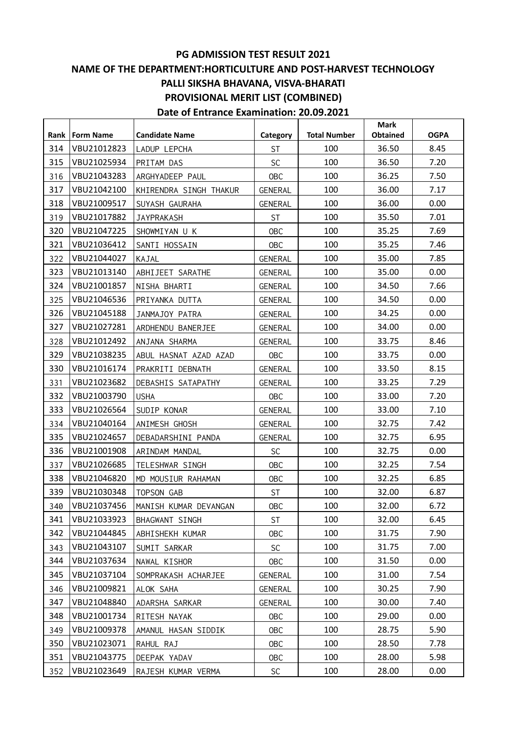# PG ADMISSION TEST RESULT 2021

## NAME OF THE DEPARTMENT:HORTICULTURE AND POST-HARVEST TECHNOLOGY

## PALLI SIKSHA BHAVANA, VISVA-BHARATI

## PROVISIONAL MERIT LIST (COMBINED)

## Date of Entrance Examination: 20.09.2021

| Rank | Form Name | Candidate Name | Category | Total Number | Mark Obtained | OGPA |
|---|---|---|---|---|---|---|
| 314 | VBU21012823 | LADUP LEPCHA | ST | 100 | 36.50 | 8.45 |
| 315 | VBU21025934 | PRITAM DAS | SC | 100 | 36.50 | 7.20 |
| 316 | VBU21043283 | ARGHYADEEP PAUL | OBC | 100 | 36.25 | 7.50 |
| 317 | VBU21042100 | KHIRENDRA SINGH THAKUR | GENERAL | 100 | 36.00 | 7.17 |
| 318 | VBU21009517 | SUYASH GAURAHA | GENERAL | 100 | 36.00 | 0.00 |
| 319 | VBU21017882 | JAYPRAKASH | ST | 100 | 35.50 | 7.01 |
| 320 | VBU21047225 | SHOWMIYAN U K | OBC | 100 | 35.25 | 7.69 |
| 321 | VBU21036412 | SANTI HOSSAIN | OBC | 100 | 35.25 | 7.46 |
| 322 | VBU21044027 | KAJAL | GENERAL | 100 | 35.00 | 7.85 |
| 323 | VBU21013140 | ABHIJEET SARATHE | GENERAL | 100 | 35.00 | 0.00 |
| 324 | VBU21001857 | NISHA BHARTI | GENERAL | 100 | 34.50 | 7.66 |
| 325 | VBU21046536 | PRIYANKA DUTTA | GENERAL | 100 | 34.50 | 0.00 |
| 326 | VBU21045188 | JANMAJOY PATRA | GENERAL | 100 | 34.25 | 0.00 |
| 327 | VBU21027281 | ARDHENDU BANERJEE | GENERAL | 100 | 34.00 | 0.00 |
| 328 | VBU21012492 | ANJANA SHARMA | GENERAL | 100 | 33.75 | 8.46 |
| 329 | VBU21038235 | ABUL HASNAT AZAD AZAD | OBC | 100 | 33.75 | 0.00 |
| 330 | VBU21016174 | PRAKRITI DEBNATH | GENERAL | 100 | 33.50 | 8.15 |
| 331 | VBU21023682 | DEBASHIS SATAPATHY | GENERAL | 100 | 33.25 | 7.29 |
| 332 | VBU21003790 | USHA | OBC | 100 | 33.00 | 7.20 |
| 333 | VBU21026564 | SUDIP KONAR | GENERAL | 100 | 33.00 | 7.10 |
| 334 | VBU21040164 | ANIMESH GHOSH | GENERAL | 100 | 32.75 | 7.42 |
| 335 | VBU21024657 | DEBADARSHINI PANDA | GENERAL | 100 | 32.75 | 6.95 |
| 336 | VBU21001908 | ARINDAM MANDAL | SC | 100 | 32.75 | 0.00 |
| 337 | VBU21026685 | TELESHWAR SINGH | OBC | 100 | 32.25 | 7.54 |
| 338 | VBU21046820 | MD MOUSIUR RAHAMAN | OBC | 100 | 32.25 | 6.85 |
| 339 | VBU21030348 | TOPSON GAB | ST | 100 | 32.00 | 6.87 |
| 340 | VBU21037456 | MANISH KUMAR DEVANGAN | OBC | 100 | 32.00 | 6.72 |
| 341 | VBU21033923 | BHAGWANT SINGH | ST | 100 | 32.00 | 6.45 |
| 342 | VBU21044845 | ABHISHEKH KUMAR | OBC | 100 | 31.75 | 7.90 |
| 343 | VBU21043107 | SUMIT SARKAR | SC | 100 | 31.75 | 7.00 |
| 344 | VBU21037634 | NAWAL KISHOR | OBC | 100 | 31.50 | 0.00 |
| 345 | VBU21037104 | SOMPRAKASH ACHARJEE | GENERAL | 100 | 31.00 | 7.54 |
| 346 | VBU21009821 | ALOK SAHA | GENERAL | 100 | 30.25 | 7.90 |
| 347 | VBU21048840 | ADARSHA SARKAR | GENERAL | 100 | 30.00 | 7.40 |
| 348 | VBU21001734 | RITESH NAYAK | OBC | 100 | 29.00 | 0.00 |
| 349 | VBU21009378 | AMANUL HASAN SIDDIK | OBC | 100 | 28.75 | 5.90 |
| 350 | VBU21023071 | RAHUL RAJ | OBC | 100 | 28.50 | 7.78 |
| 351 | VBU21043775 | DEEPAK YADAV | OBC | 100 | 28.00 | 5.98 |
| 352 | VBU21023649 | RAJESH KUMAR VERMA | SC | 100 | 28.00 | 0.00 |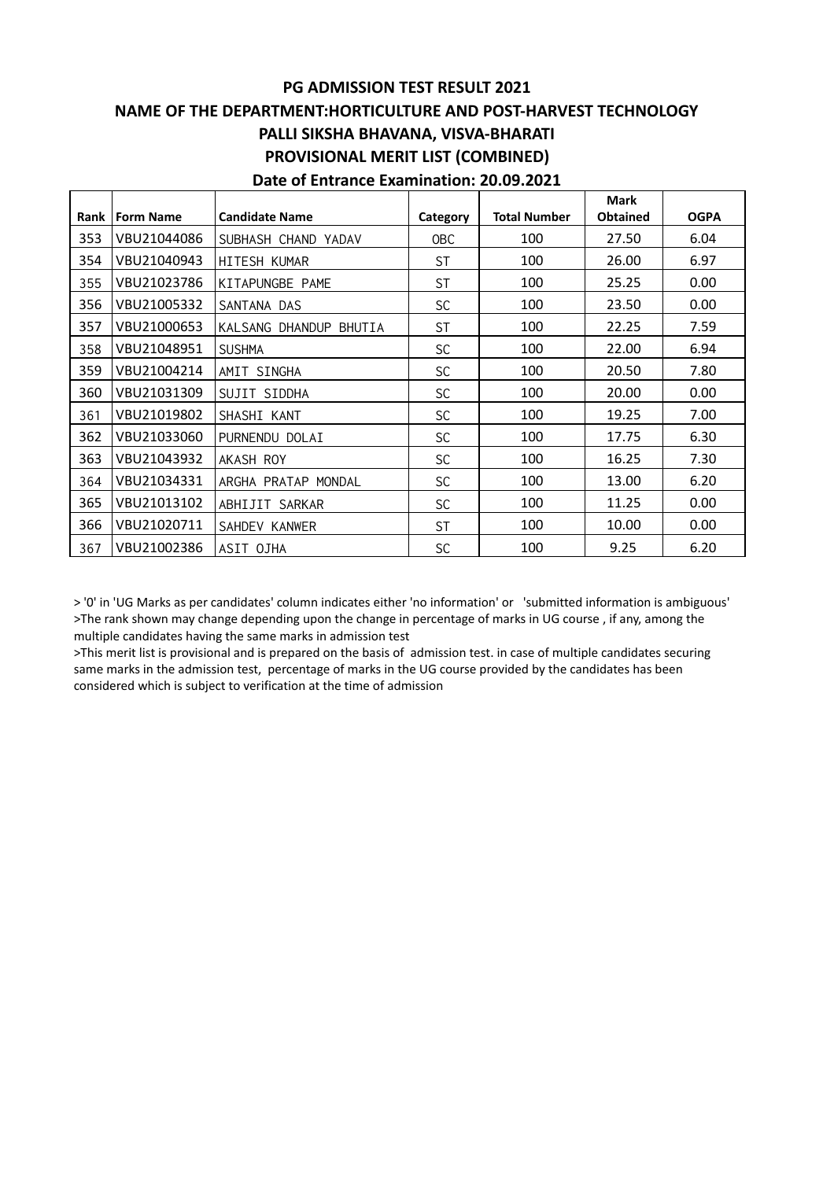## PG ADMISSION TEST RESULT 2021
## NAME OF THE DEPARTMENT:HORTICULTURE AND POST-HARVEST TECHNOLOGY
## PALLI SIKSHA BHAVANA, VISVA-BHARATI
## PROVISIONAL MERIT LIST (COMBINED)
## Date of Entrance Examination: 20.09.2021

| Rank | Form Name | Candidate Name | Category | Total Number | Mark Obtained | OGPA |
|---|---|---|---|---|---|---|
| 353 | VBU21044086 | SUBHASH CHAND YADAV | OBC | 100 | 27.50 | 6.04 |
| 354 | VBU21040943 | HITESH KUMAR | ST | 100 | 26.00 | 6.97 |
| 355 | VBU21023786 | KITAPUNGBE PAME | ST | 100 | 25.25 | 0.00 |
| 356 | VBU21005332 | SANTANA DAS | SC | 100 | 23.50 | 0.00 |
| 357 | VBU21000653 | KALSANG DHANDUP BHUTIA | ST | 100 | 22.25 | 7.59 |
| 358 | VBU21048951 | SUSHMA | SC | 100 | 22.00 | 6.94 |
| 359 | VBU21004214 | AMIT SINGHA | SC | 100 | 20.50 | 7.80 |
| 360 | VBU21031309 | SUJIT SIDDHA | SC | 100 | 20.00 | 0.00 |
| 361 | VBU21019802 | SHASHI KANT | SC | 100 | 19.25 | 7.00 |
| 362 | VBU21033060 | PURNENDU DOLAI | SC | 100 | 17.75 | 6.30 |
| 363 | VBU21043932 | AKASH ROY | SC | 100 | 16.25 | 7.30 |
| 364 | VBU21034331 | ARGHA PRATAP MONDAL | SC | 100 | 13.00 | 6.20 |
| 365 | VBU21013102 | ABHIJIT SARKAR | SC | 100 | 11.25 | 0.00 |
| 366 | VBU21020711 | SAHDEV KANWER | ST | 100 | 10.00 | 0.00 |
| 367 | VBU21002386 | ASIT OJHA | SC | 100 | 9.25 | 6.20 |

> '0' in 'UG Marks as per candidates' column indicates either 'no information' or 'submitted information is ambiguous'

>The rank shown may change depending upon the change in percentage of marks in UG course , if any, among the multiple candidates having the same marks in admission test

>This merit list is provisional and is prepared on the basis of admission test. in case of multiple candidates securing same marks in the admission test, percentage of marks in the UG course provided by the candidates has been considered which is subject to verification at the time of admission